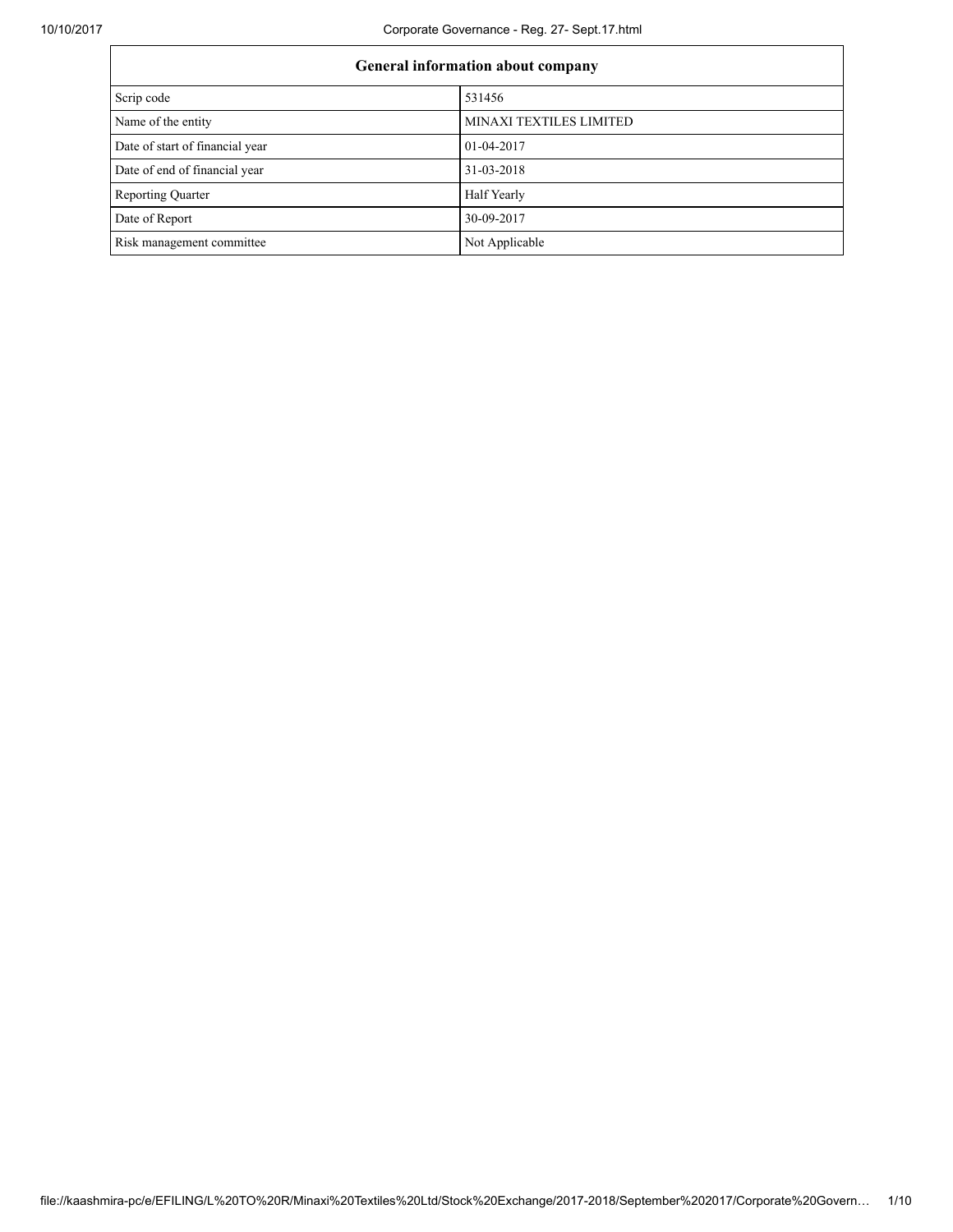| General information about company | |
| --- | --- |
| Scrip code | 531456 |
| Name of the entity | MINAXI TEXTILES LIMITED |
| Date of start of financial year | 01-04-2017 |
| Date of end of financial year | 31-03-2018 |
| Reporting Quarter | Half Yearly |
| Date of Report | 30-09-2017 |
| Risk management committee | Not Applicable |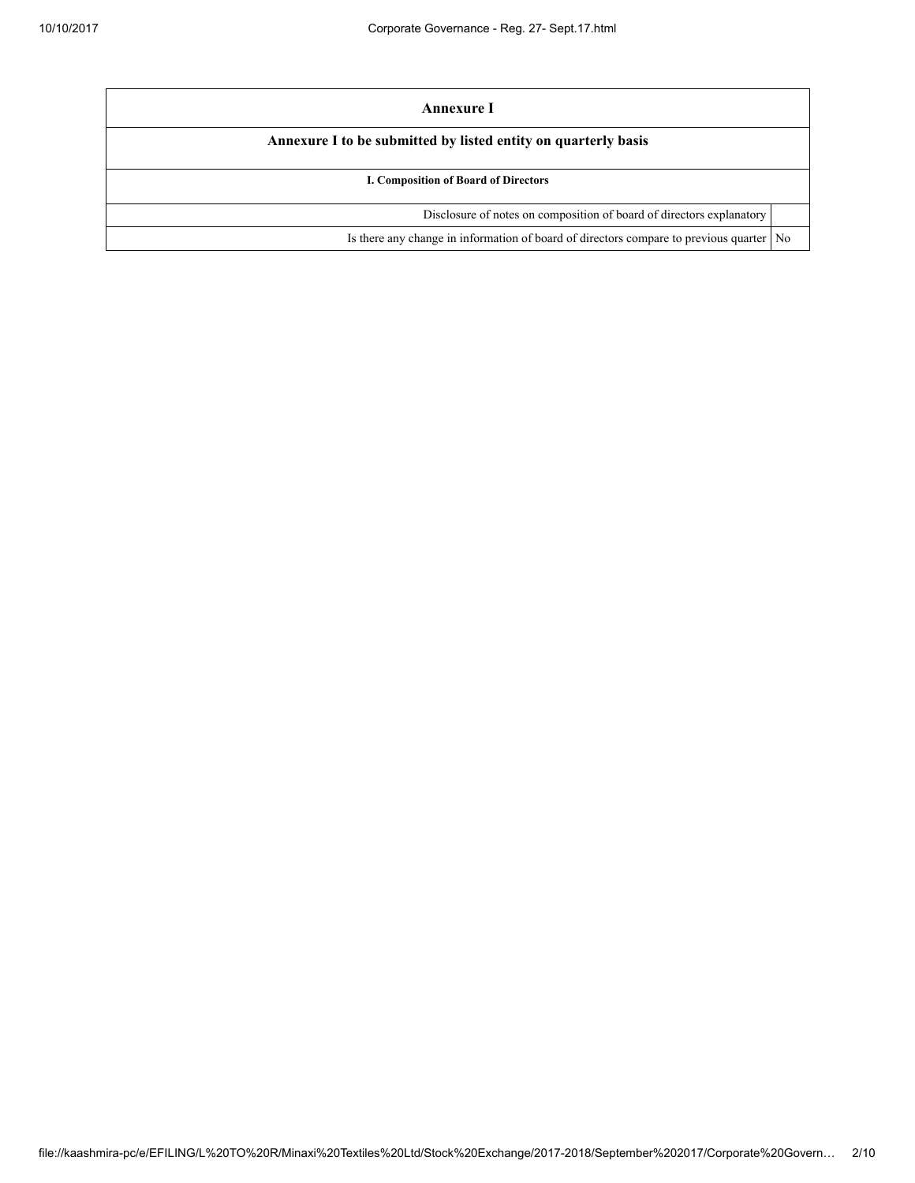| Annexure I | |
|---|---|
| **Annexure I to be submitted by listed entity on quarterly basis** | |
| **I. Composition of Board of Directors** | |
| Disclosure of notes on composition of board of directors explanatory | |
| Is there any change in information of board of directors compare to previous quarter | No |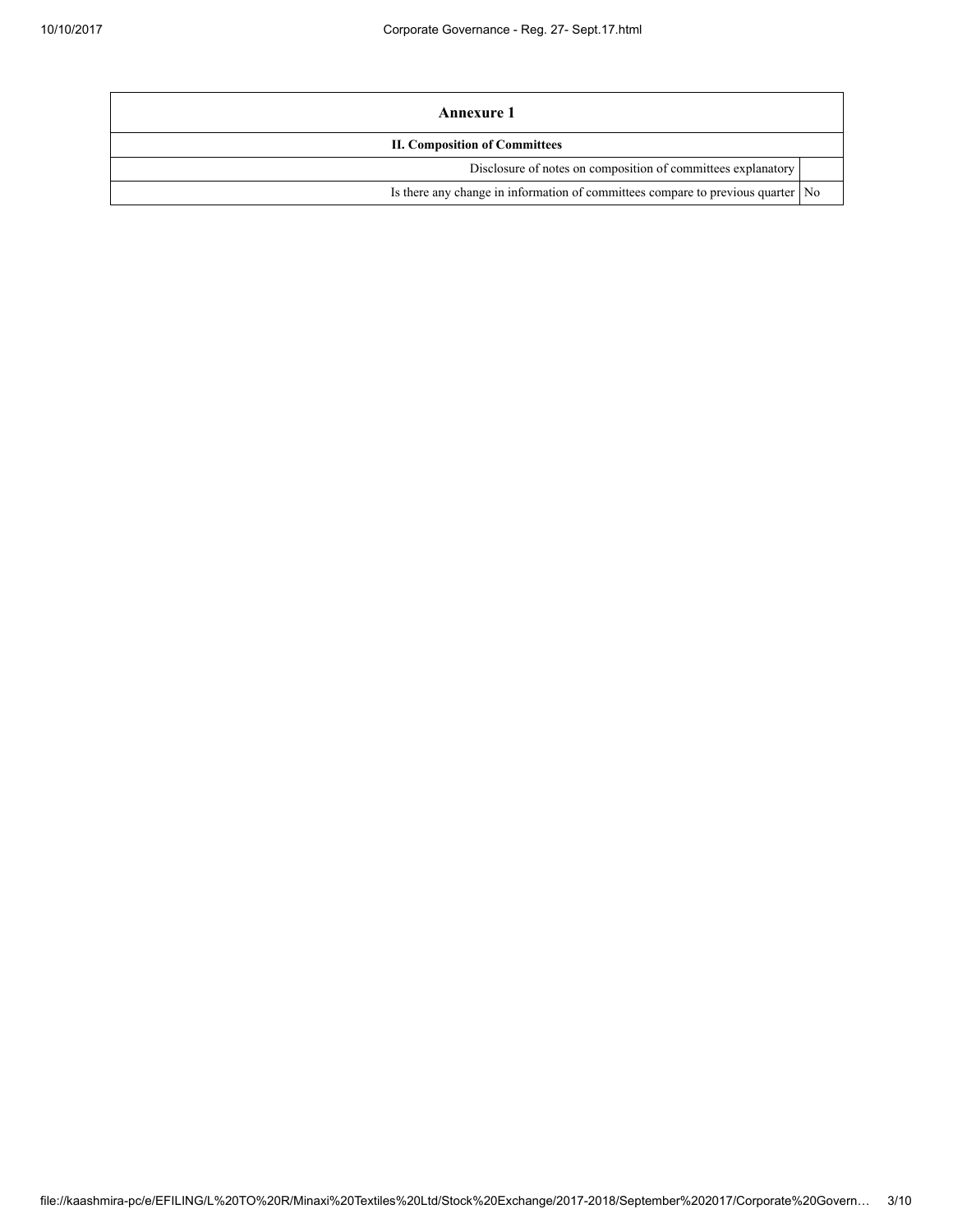| Annexure 1 | |
|---|---|
| **II. Composition of Committees** | |
| Disclosure of notes on composition of committees explanatory | |
| Is there any change in information of committees compare to previous quarter | No |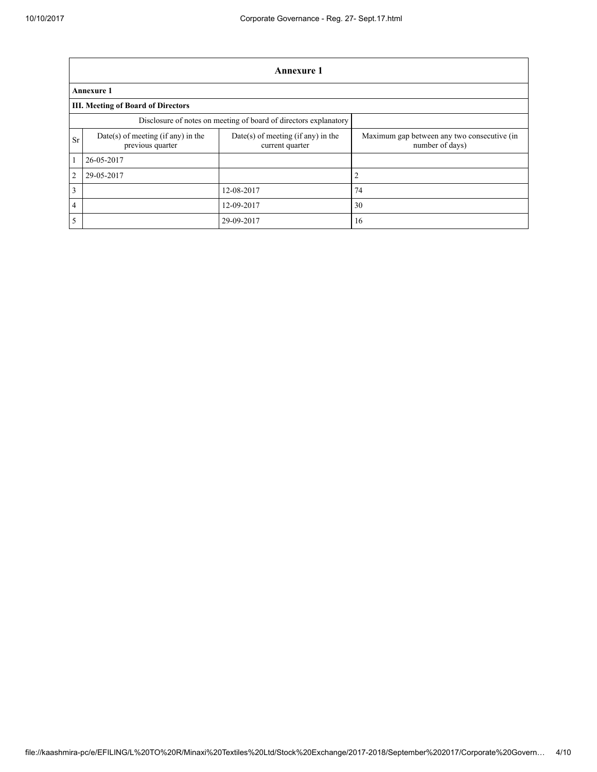| Annexure 1 | | | |
|---|---|---|---|
| **Annexure 1** | | | |
| **III. Meeting of Board of Directors** | | | |
| Disclosure of notes on meeting of board of directors explanatory | | | |
| Sr | Date(s) of meeting (if any) in the previous quarter | Date(s) of meeting (if any) in the current quarter | Maximum gap between any two consecutive (in number of days) |
| 1 | 26-05-2017 | | |
| 2 | 29-05-2017 | | 2 |
| 3 | | 12-08-2017 | 74 |
| 4 | | 12-09-2017 | 30 |
| 5 | | 29-09-2017 | 16 |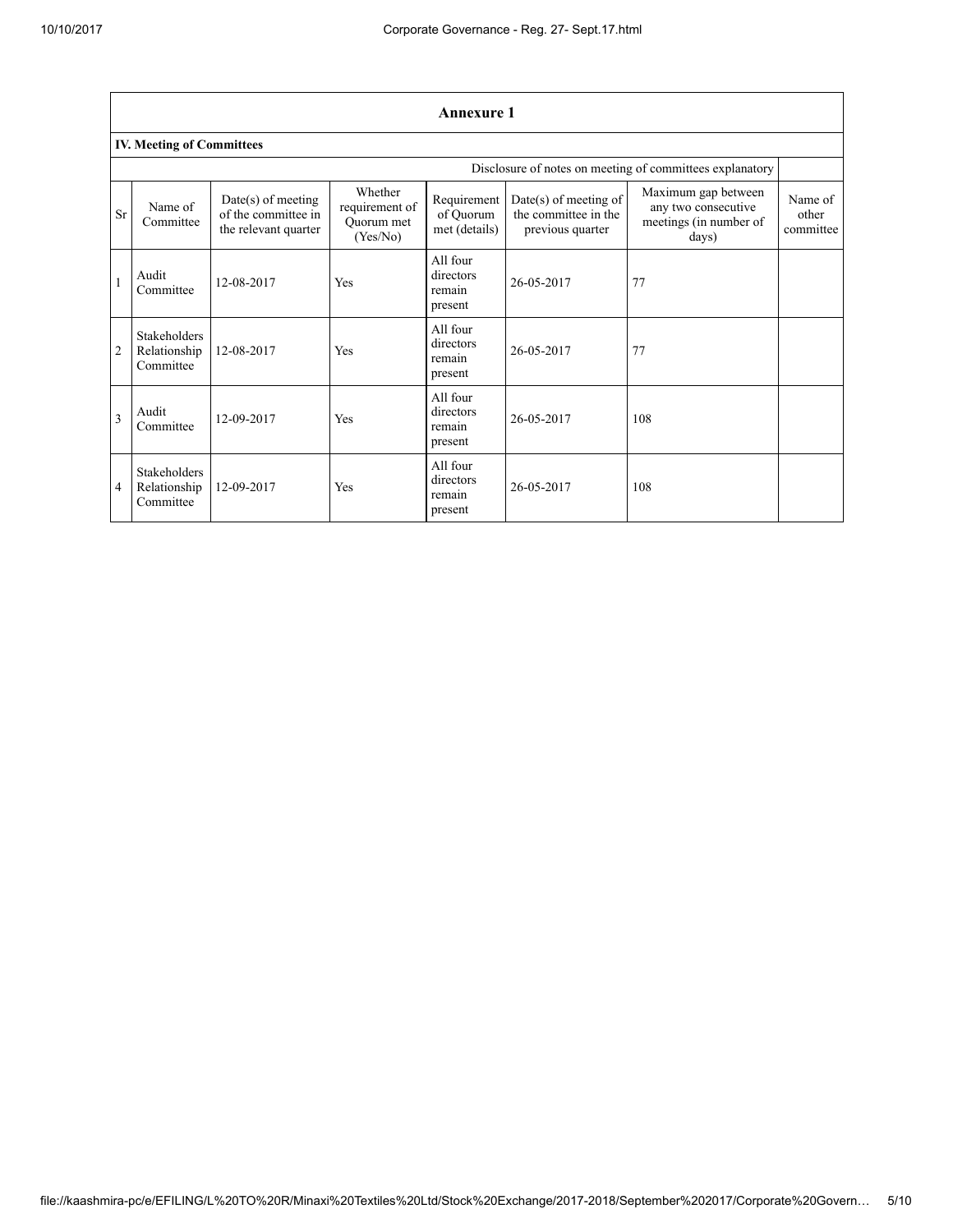## Annexure 1

### IV. Meeting of Committees

Disclosure of notes on meeting of committees explanatory

| Sr | Name of Committee | Date(s) of meeting of the committee in the relevant quarter | Whether requirement of Quorum met (Yes/No) | Requirement of Quorum met (details) | Date(s) of meeting of the committee in the previous quarter | Maximum gap between any two consecutive meetings (in number of days) | Name of other committee |
|---|---|---|---|---|---|---|---|
| 1 | Audit Committee | 12-08-2017 | Yes | All four directors remain present | 26-05-2017 | 77 | |
| 2 | Stakeholders Relationship Committee | 12-08-2017 | Yes | All four directors remain present | 26-05-2017 | 77 | |
| 3 | Audit Committee | 12-09-2017 | Yes | All four directors remain present | 26-05-2017 | 108 | |
| 4 | Stakeholders Relationship Committee | 12-09-2017 | Yes | All four directors remain present | 26-05-2017 | 108 | |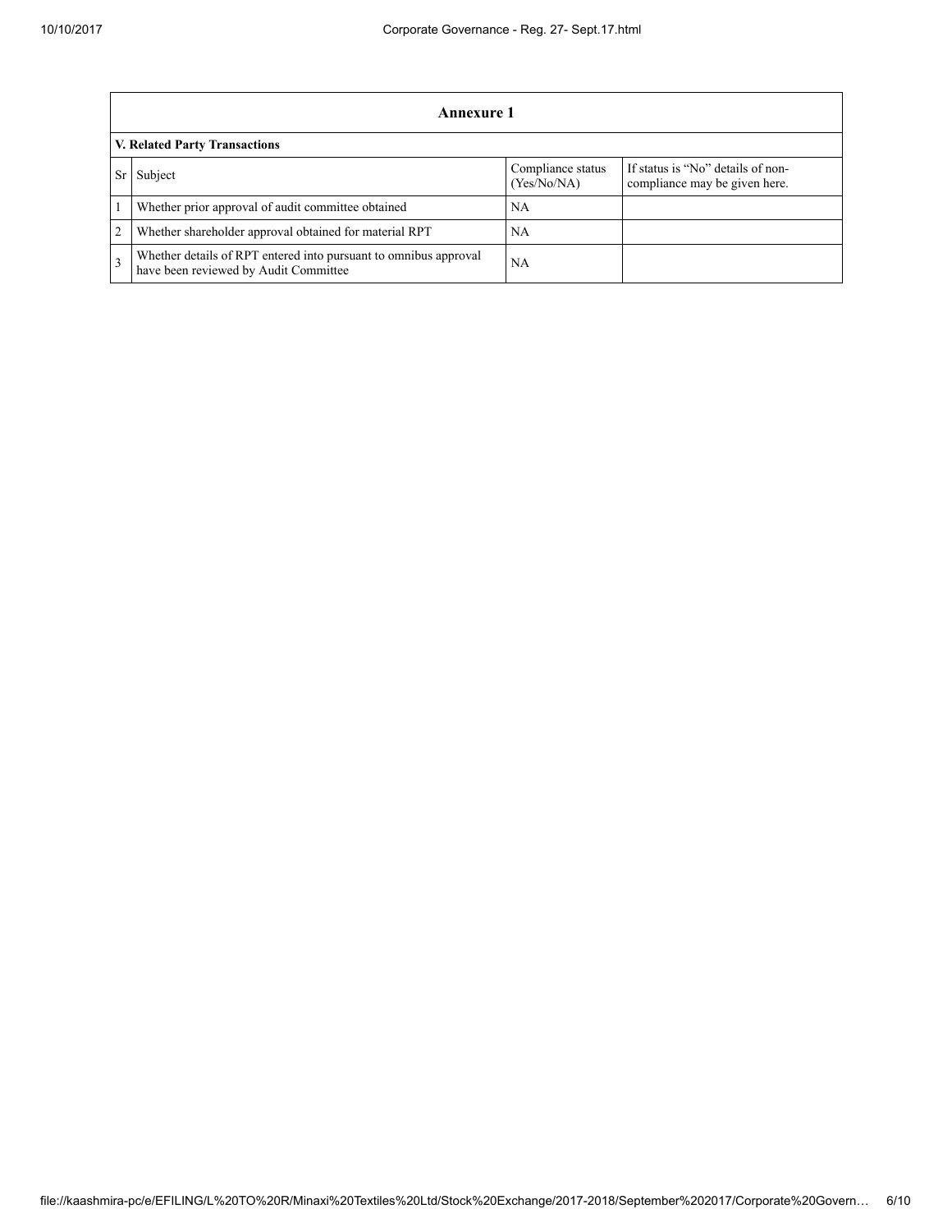| Annexure 1 | | | |
|---|---|---|---|
| **V. Related Party Transactions** | | | |
| Sr | Subject | Compliance status (Yes/No/NA) | If status is "No" details of non-compliance may be given here. |
| 1 | Whether prior approval of audit committee obtained | NA | |
| 2 | Whether shareholder approval obtained for material RPT | NA | |
| 3 | Whether details of RPT entered into pursuant to omnibus approval have been reviewed by Audit Committee | NA | |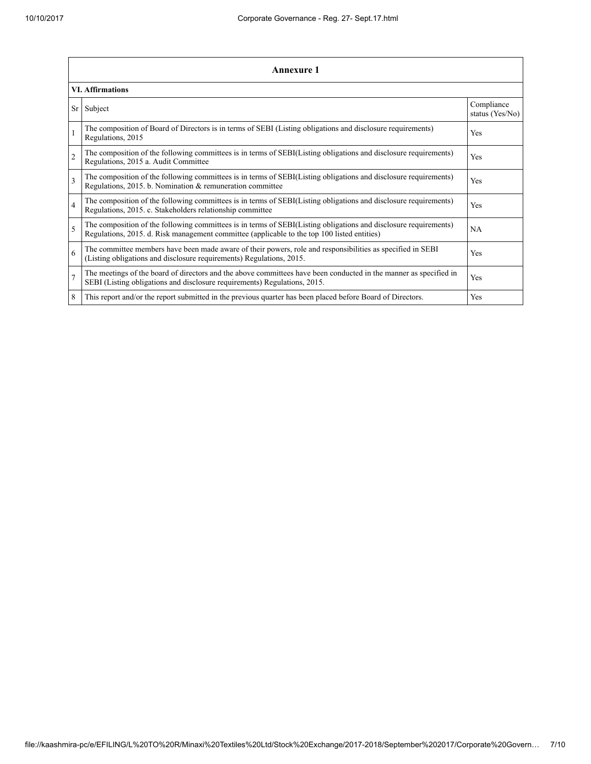## Annexure 1

| VI. Affirmations | | |
|---|---|---|
| Sr | Subject | Compliance status (Yes/No) |
| 1 | The composition of Board of Directors is in terms of SEBI (Listing obligations and disclosure requirements) Regulations, 2015 | Yes |
| 2 | The composition of the following committees is in terms of SEBI(Listing obligations and disclosure requirements) Regulations, 2015 a. Audit Committee | Yes |
| 3 | The composition of the following committees is in terms of SEBI(Listing obligations and disclosure requirements) Regulations, 2015. b. Nomination & remuneration committee | Yes |
| 4 | The composition of the following committees is in terms of SEBI(Listing obligations and disclosure requirements) Regulations, 2015. c. Stakeholders relationship committee | Yes |
| 5 | The composition of the following committees is in terms of SEBI(Listing obligations and disclosure requirements) Regulations, 2015. d. Risk management committee (applicable to the top 100 listed entities) | NA |
| 6 | The committee members have been made aware of their powers, role and responsibilities as specified in SEBI (Listing obligations and disclosure requirements) Regulations, 2015. | Yes |
| 7 | The meetings of the board of directors and the above committees have been conducted in the manner as specified in SEBI (Listing obligations and disclosure requirements) Regulations, 2015. | Yes |
| 8 | This report and/or the report submitted in the previous quarter has been placed before Board of Directors. | Yes |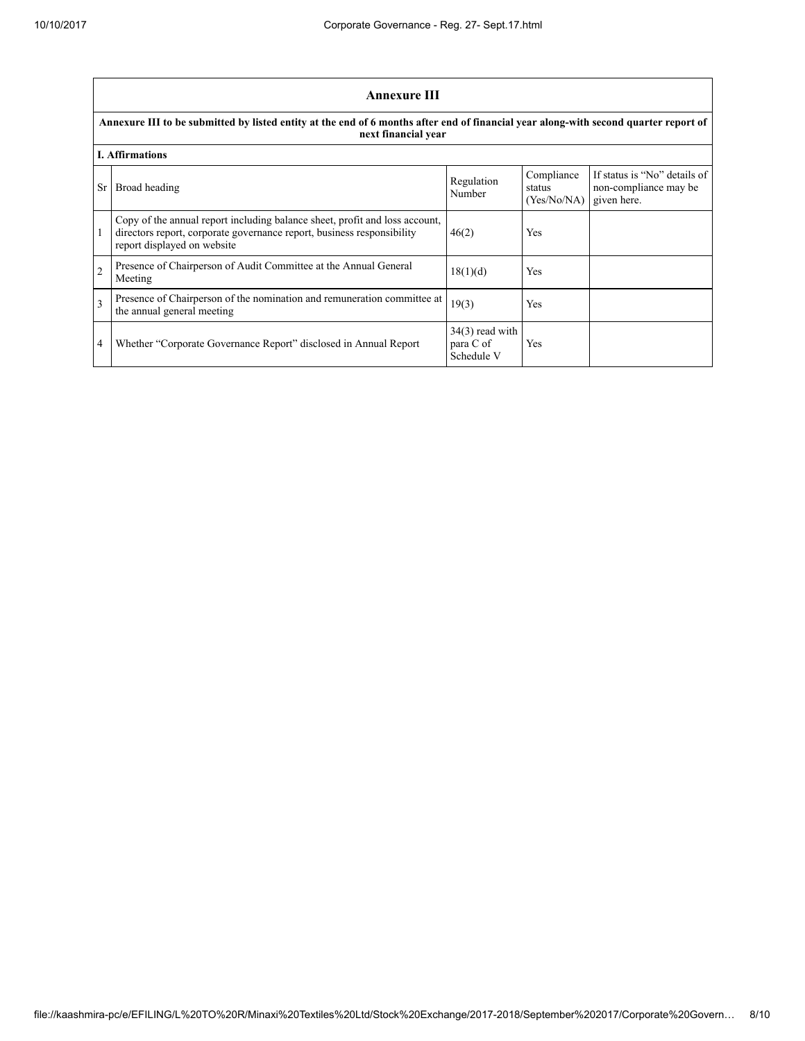## Annexure III

**Annexure III to be submitted by listed entity at the end of 6 months after end of financial year along-with second quarter report of next financial year**

**I. Affirmations**

| Sr | Broad heading | Regulation Number | Compliance status (Yes/No/NA) | If status is "No" details of non-compliance may be given here. |
|---|---|---|---|---|
| 1 | Copy of the annual report including balance sheet, profit and loss account, directors report, corporate governance report, business responsibility report displayed on website | 46(2) | Yes | |
| 2 | Presence of Chairperson of Audit Committee at the Annual General Meeting | 18(1)(d) | Yes | |
| 3 | Presence of Chairperson of the nomination and remuneration committee at the annual general meeting | 19(3) | Yes | |
| 4 | Whether "Corporate Governance Report" disclosed in Annual Report | 34(3) read with para C of Schedule V | Yes | |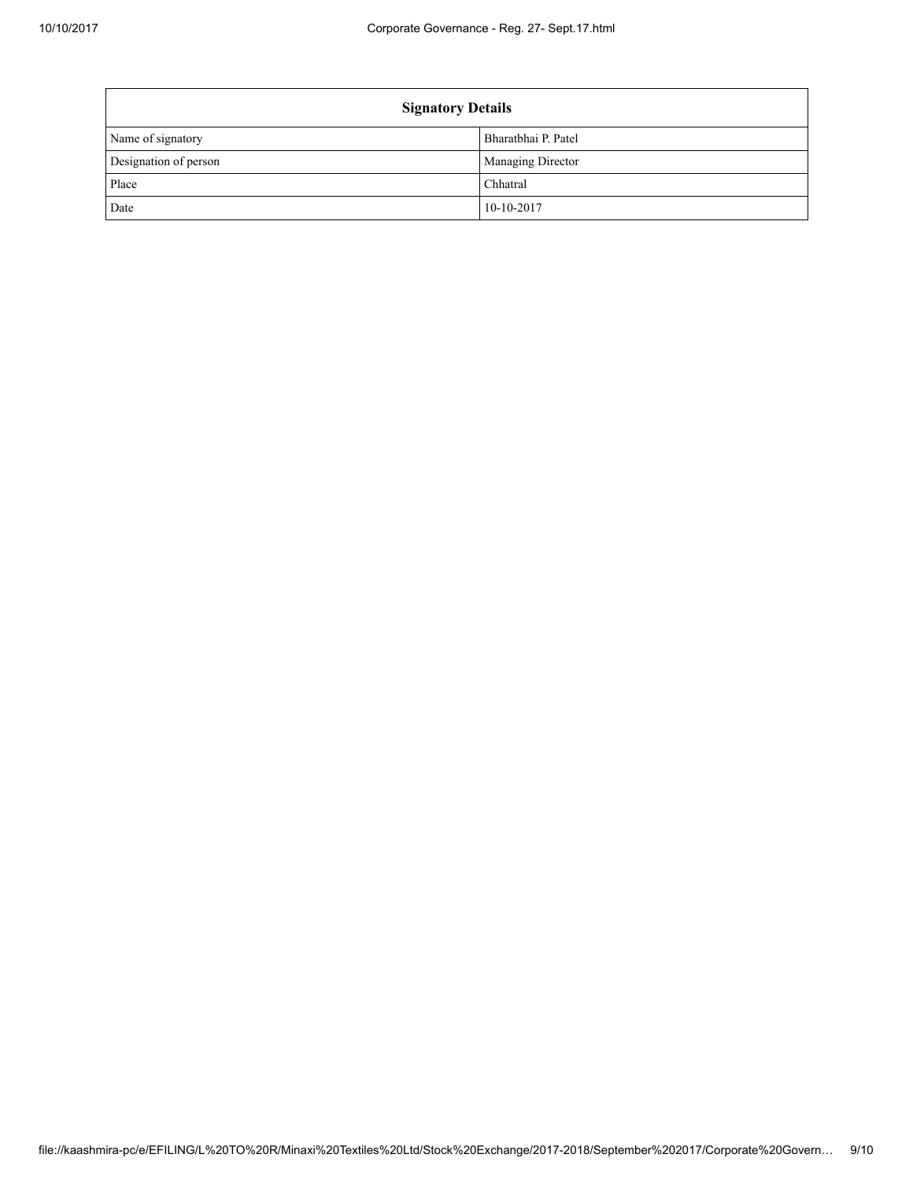| Signatory Details | |
|---|---|
| Name of signatory | Bharatbhai P. Patel |
| Designation of person | Managing Director |
| Place | Chhatral |
| Date | 10-10-2017 |